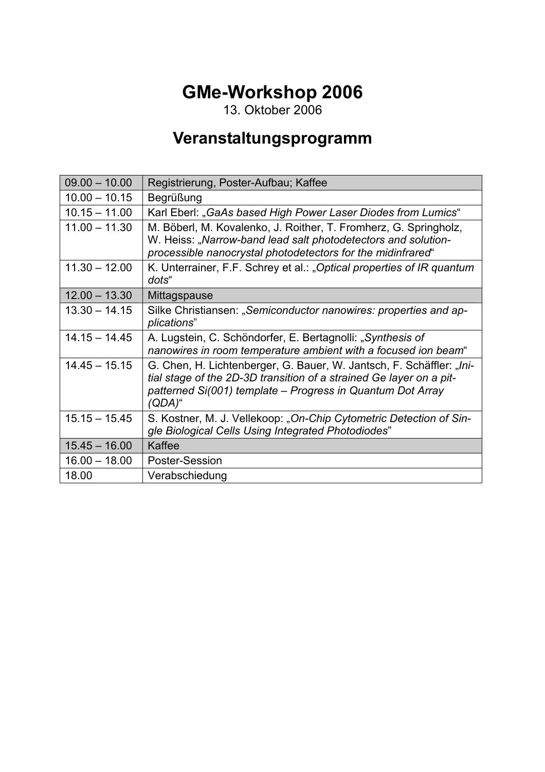# GMe-Workshop 2006

13. Oktober 2006

## Veranstaltungsprogramm

| | |
|---|---|
| 09.00 – 10.00 | Registrierung, Poster-Aufbau; Kaffee |
| 10.00 – 10.15 | Begrüßung |
| 10.15 – 11.00 | Karl Eberl: „*GaAs based High Power Laser Diodes from Lumics*“ |
| 11.00 – 11.30 | M. Böberl, M. Kovalenko, J. Roither, T. Fromherz, G. Springholz, W. Heiss: „*Narrow-band lead salt photodetectors and solution-processible nanocrystal photodetectors for the midinfrared*“ |
| 11.30 – 12.00 | K. Unterrainer, F.F. Schrey et al.: „*Optical properties of IR quantum dots*“ |
| 12.00 – 13.30 | Mittagspause |
| 13.30 – 14.15 | Silke Christiansen: „*Semiconductor nanowires: properties and applications*” |
| 14.15 – 14.45 | A. Lugstein, C. Schöndorfer, E. Bertagnolli: „*Synthesis of nanowires in room temperature ambient with a focused ion beam*“ |
| 14.45 – 15.15 | G. Chen, H. Lichtenberger, G. Bauer, W. Jantsch, F. Schäffler: „*Initial stage of the 2D-3D transition of a strained Ge layer on a pit-patterned Si(001) template – Progress in Quantum Dot Array (QDA)*“ |
| 15.15 – 15.45 | S. Kostner, M. J. Vellekoop: „*On-Chip Cytometric Detection of Single Biological Cells Using Integrated Photodiodes*” |
| 15.45 – 16.00 | Kaffee |
| 16.00 – 18.00 | Poster-Session |
| 18.00 | Verabschiedung |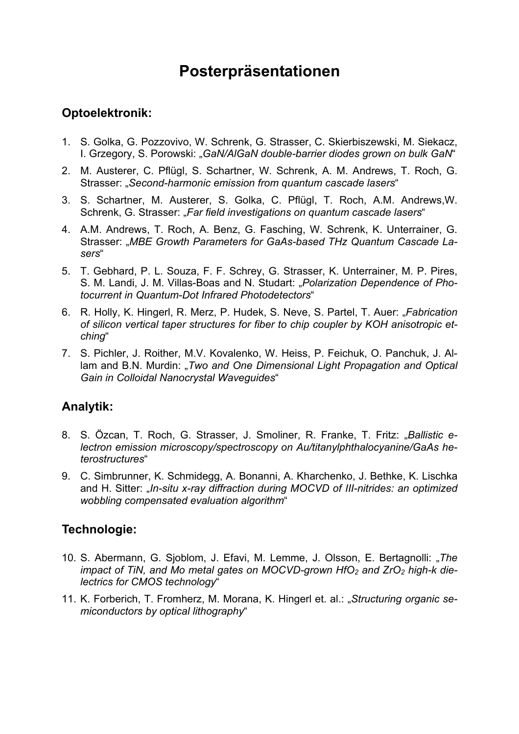# Posterpräsentationen

## Optoelektronik:

1. S. Golka, G. Pozzovivo, W. Schrenk, G. Strasser, C. Skierbiszewski, M. Siekacz, I. Grzegory, S. Porowski: „*GaN/AlGaN double-barrier diodes grown on bulk GaN*“
2. M. Austerer, C. Pflügl, S. Schartner, W. Schrenk, A. M. Andrews, T. Roch, G. Strasser: „*Second-harmonic emission from quantum cascade lasers*“
3. S. Schartner, M. Austerer, S. Golka, C. Pflügl, T. Roch, A.M. Andrews,W. Schrenk, G. Strasser: „*Far field investigations on quantum cascade lasers*“
4. A.M. Andrews, T. Roch, A. Benz, G. Fasching, W. Schrenk, K. Unterrainer, G. Strasser: „*MBE Growth Parameters for GaAs-based THz Quantum Cascade Lasers*“
5. T. Gebhard, P. L. Souza, F. F. Schrey, G. Strasser, K. Unterrainer, M. P. Pires, S. M. Landi, J. M. Villas-Boas and N. Studart: „*Polarization Dependence of Photocurrent in Quantum-Dot Infrared Photodetectors*“
6. R. Holly, K. Hingerl, R. Merz, P. Hudek, S. Neve, S. Partel, T. Auer: „*Fabrication of silicon vertical taper structures for fiber to chip coupler by KOH anisotropic etching*“
7. S. Pichler, J. Roither, M.V. Kovalenko, W. Heiss, P. Feichuk, O. Panchuk, J. Allam and B.N. Murdin: „*Two and One Dimensional Light Propagation and Optical Gain in Colloidal Nanocrystal Waveguides*“

## Analytik:

8. S. Özcan, T. Roch, G. Strasser, J. Smoliner, R. Franke, T. Fritz: „*Ballistic electron emission microscopy/spectroscopy on Au/titanylphthalocyanine/GaAs heterostructures*“
9. C. Simbrunner, K. Schmidegg, A. Bonanni, A. Kharchenko, J. Bethke, K. Lischka and H. Sitter: „*In-situ x-ray diffraction during MOCVD of III-nitrides: an optimized wobbling compensated evaluation algorithm*“

## Technologie:

10. S. Abermann, G. Sjoblom, J. Efavi, M. Lemme, J. Olsson, E. Bertagnolli: „*The impact of TiN, and Mo metal gates on MOCVD-grown $HfO_2$ and $ZrO_2$ high-k dielectrics for CMOS technology*“
11. K. Forberich, T. Fromherz, M. Morana, K. Hingerl et. al.: „*Structuring organic semiconductors by optical lithography*“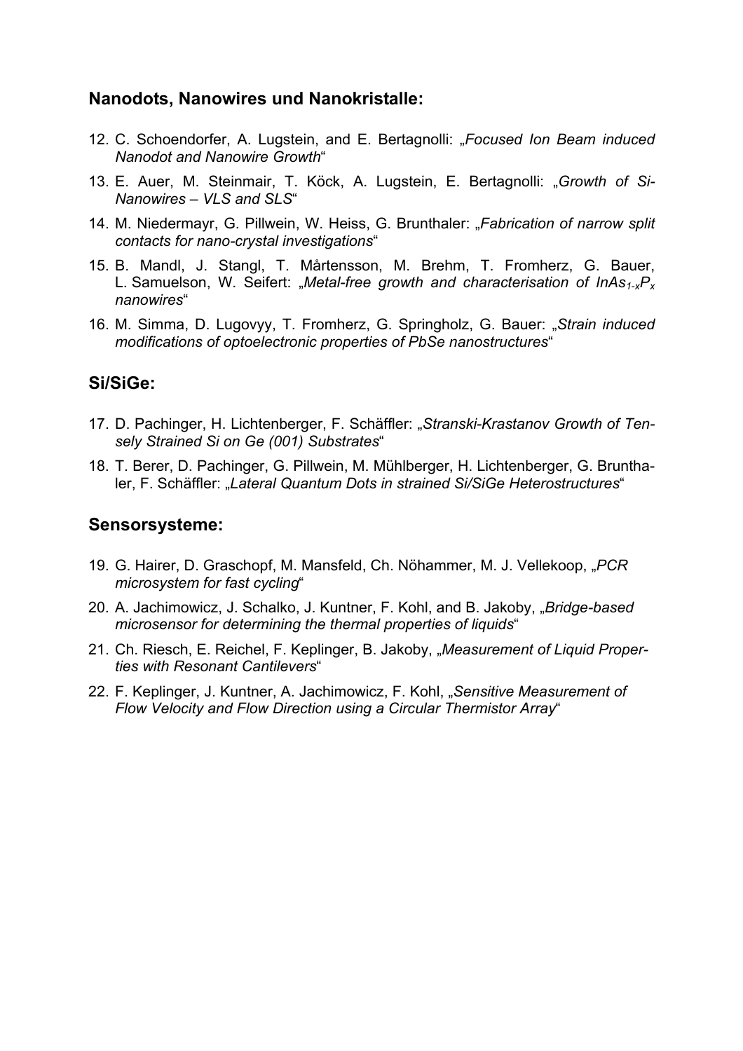## Nanodots, Nanowires und Nanokristalle:

12. C. Schoendorfer, A. Lugstein, and E. Bertagnolli: „*Focused Ion Beam induced Nanodot and Nanowire Growth*“
13. E. Auer, M. Steinmair, T. Köck, A. Lugstein, E. Bertagnolli: „*Growth of Si-Nanowires – VLS and SLS*“
14. M. Niedermayr, G. Pillwein, W. Heiss, G. Brunthaler: „*Fabrication of narrow split contacts for nano-crystal investigations*“
15. B. Mandl, J. Stangl, T. Mårtensson, M. Brehm, T. Fromherz, G. Bauer, L. Samuelson, W. Seifert: „*Metal-free growth and characterisation of $InAs_{1-x}P_x$ nanowires*“
16. M. Simma, D. Lugovyy, T. Fromherz, G. Springholz, G. Bauer: „*Strain induced modifications of optoelectronic properties of PbSe nanostructures*“

## Si/SiGe:

17. D. Pachinger, H. Lichtenberger, F. Schäffler: „*Stranski-Krastanov Growth of Tensely Strained Si on Ge (001) Substrates*“
18. T. Berer, D. Pachinger, G. Pillwein, M. Mühlberger, H. Lichtenberger, G. Brunthaler, F. Schäffler: „*Lateral Quantum Dots in strained Si/SiGe Heterostructures*“

## Sensorsysteme:

19. G. Hairer, D. Graschopf, M. Mansfeld, Ch. Nöhammer, M. J. Vellekoop, „*PCR microsystem for fast cycling*“
20. A. Jachimowicz, J. Schalko, J. Kuntner, F. Kohl, and B. Jakoby, „*Bridge-based microsensor for determining the thermal properties of liquids*“
21. Ch. Riesch, E. Reichel, F. Keplinger, B. Jakoby, „*Measurement of Liquid Properties with Resonant Cantilevers*“
22. F. Keplinger, J. Kuntner, A. Jachimowicz, F. Kohl, „*Sensitive Measurement of Flow Velocity and Flow Direction using a Circular Thermistor Array*“